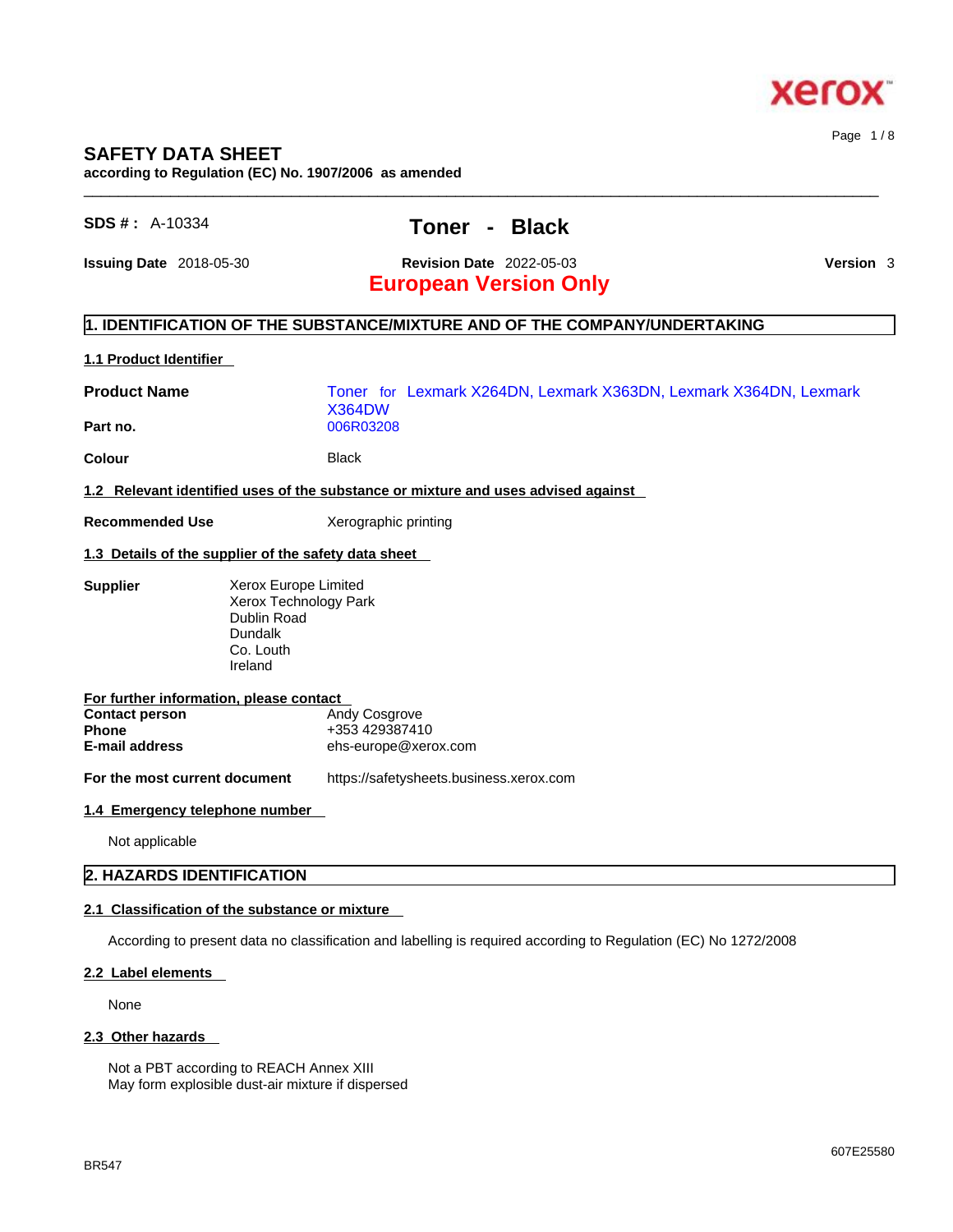# SAFETY DATA SHEET

**according to Regulation (EC) No. 1907/2006 as amended**

**SDS # :** A-10334

## Toner - Black

**Issuing Date** 2018-05-30 **Revision Date** 2022-05-03 **Version** 3

**European Version Only**

## 1. IDENTIFICATION OF THE SUBSTANCE/MIXTURE AND OF THE COMPANY/UNDERTAKING

### 1.1 Product Identifier

**Product Name** Toner for Lexmark X264DN, Lexmark X363DN, Lexmark X364DN, Lexmark X364DW

**Part no.** 006R03208

**Colour** Black

### 1.2 Relevant identified uses of the substance or mixture and uses advised against

**Recommended Use** Xerographic printing

### 1.3 Details of the supplier of the safety data sheet

**Supplier**
Xerox Europe Limited
Xerox Technology Park
Dublin Road
Dundalk
Co. Louth
Ireland

**For further information, please contact**

**Contact person** Andy Cosgrove
**Phone** +353 429387410
**E-mail address** ehs-europe@xerox.com

**For the most current document** https://safetysheets.business.xerox.com

### 1.4 Emergency telephone number

Not applicable

## 2. HAZARDS IDENTIFICATION

### 2.1 Classification of the substance or mixture

According to present data no classification and labelling is required according to Regulation (EC) No 1272/2008

### 2.2 Label elements

None

### 2.3 Other hazards

Not a PBT according to REACH Annex XIII
May form explosible dust-air mixture if dispersed

BR547

607E25580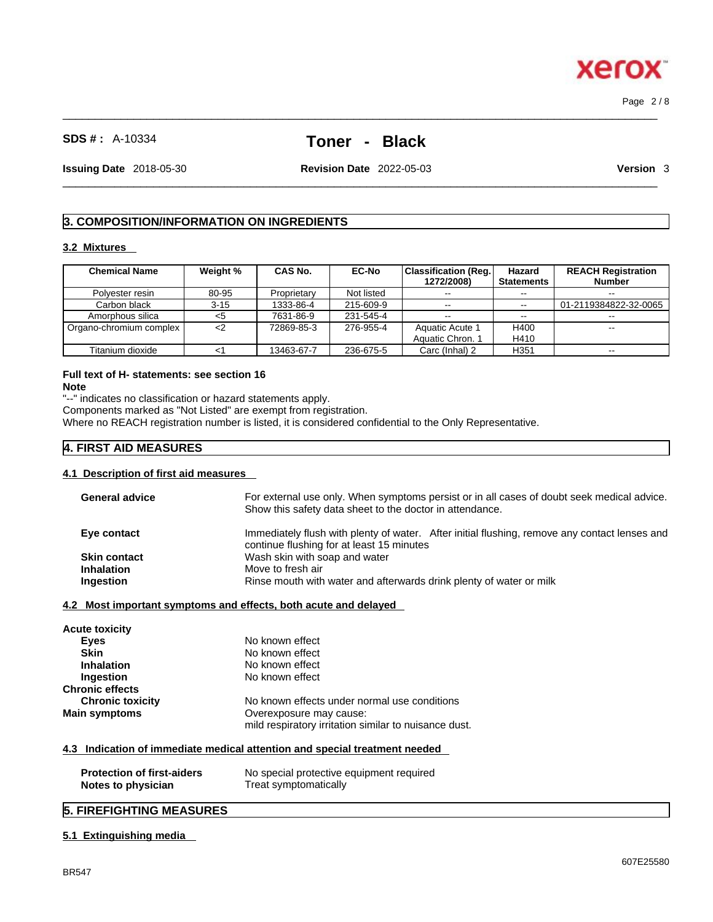## 3. COMPOSITION/INFORMATION ON INGREDIENTS

### 3.2 Mixtures

| Chemical Name | Weight % | CAS No. | EC-No | Classification (Reg. 1272/2008) | Hazard Statements | REACH Registration Number |
|---|---|---|---|---|---|---|
| Polyester resin | 80-95 | Proprietary | Not listed | -- | -- | -- |
| Carbon black | 3-15 | 1333-86-4 | 215-609-9 | -- | -- | 01-2119384822-32-0065 |
| Amorphous silica | <5 | 7631-86-9 | 231-545-4 | -- | -- | -- |
| Organo-chromium complex | <2 | 72869-85-3 | 276-955-4 | Aquatic Acute 1<br>Aquatic Chron. 1 | H400<br>H410 | -- |
| Titanium dioxide | <1 | 13463-67-7 | 236-675-5 | Carc (Inhal) 2 | H351 | -- |

**Full text of H- statements: see section 16**

**Note**

"--" indicates no classification or hazard statements apply.

Components marked as "Not Listed" are exempt from registration.

Where no REACH registration number is listed, it is considered confidential to the Only Representative.

## 4. FIRST AID MEASURES

### 4.1 Description of first aid measures

**General advice** For external use only. When symptoms persist or in all cases of doubt seek medical advice. Show this safety data sheet to the doctor in attendance.

**Eye contact** Immediately flush with plenty of water. After initial flushing, remove any contact lenses and continue flushing for at least 15 minutes

**Skin contact** Wash skin with soap and water

**Inhalation** Move to fresh air

**Ingestion** Rinse mouth with water and afterwards drink plenty of water or milk

### 4.2 Most important symptoms and effects, both acute and delayed

**Acute toxicity**

- **Eyes** No known effect
- **Skin** No known effect
- **Inhalation** No known effect
- **Ingestion** No known effect

**Chronic effects**

- **Chronic toxicity** No known effects under normal use conditions

**Main symptoms** Overexposure may cause:
mild respiratory irritation similar to nuisance dust.

### 4.3 Indication of immediate medical attention and special treatment needed

**Protection of first-aiders** No special protective equipment required

**Notes to physician** Treat symptomatically

## 5. FIREFIGHTING MEASURES

### 5.1 Extinguishing media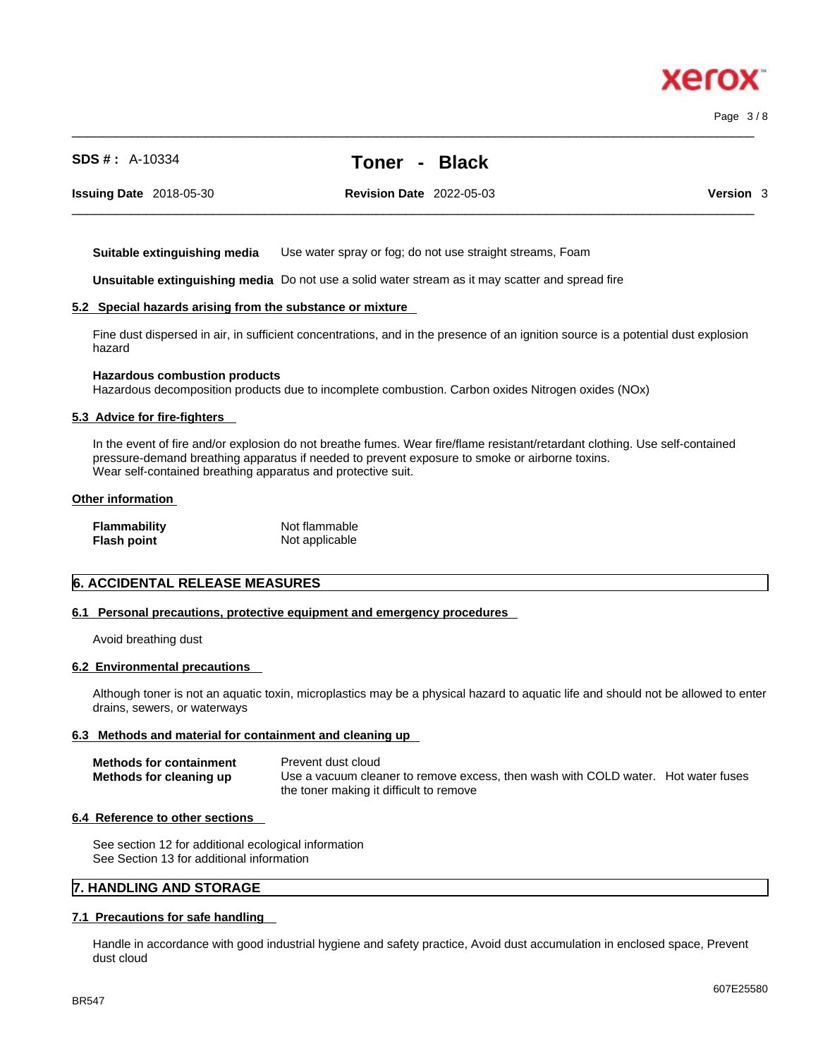**Suitable extinguishing media** Use water spray or fog; do not use straight streams, Foam

**Unsuitable extinguishing media** Do not use a solid water stream as it may scatter and spread fire

### 5.2 Special hazards arising from the substance or mixture

Fine dust dispersed in air, in sufficient concentrations, and in the presence of an ignition source is a potential dust explosion hazard

**Hazardous combustion products**
Hazardous decomposition products due to incomplete combustion. Carbon oxides Nitrogen oxides (NOx)

### 5.3 Advice for fire-fighters

In the event of fire and/or explosion do not breathe fumes. Wear fire/flame resistant/retardant clothing. Use self-contained pressure-demand breathing apparatus if needed to prevent exposure to smoke or airborne toxins.
Wear self-contained breathing apparatus and protective suit.

### Other information

**Flammability** Not flammable
**Flash point** Not applicable

## 6. ACCIDENTAL RELEASE MEASURES

### 6.1 Personal precautions, protective equipment and emergency procedures

Avoid breathing dust

### 6.2 Environmental precautions

Although toner is not an aquatic toxin, microplastics may be a physical hazard to aquatic life and should not be allowed to enter drains, sewers, or waterways

### 6.3 Methods and material for containment and cleaning up

**Methods for containment** Prevent dust cloud
**Methods for cleaning up** Use a vacuum cleaner to remove excess, then wash with COLD water. Hot water fuses the toner making it difficult to remove

### 6.4 Reference to other sections

See section 12 for additional ecological information
See Section 13 for additional information

## 7. HANDLING AND STORAGE

### 7.1 Precautions for safe handling

Handle in accordance with good industrial hygiene and safety practice, Avoid dust accumulation in enclosed space, Prevent dust cloud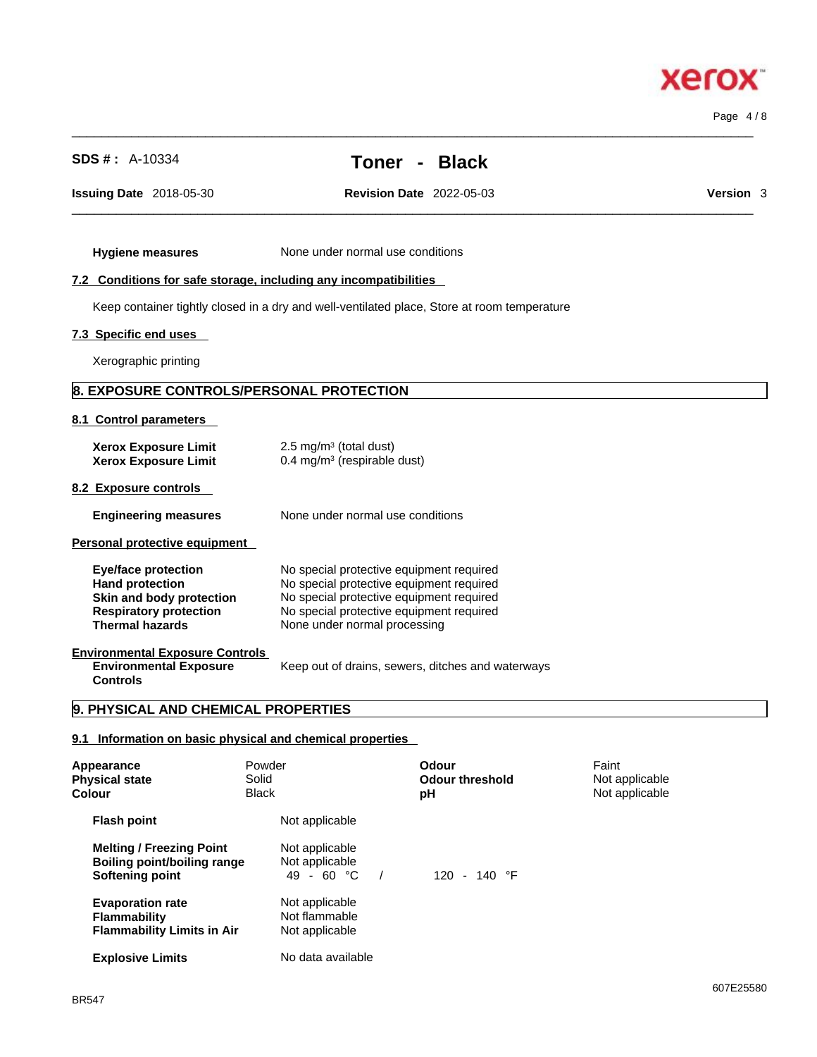**Hygiene measures** None under normal use conditions

### 7.2 Conditions for safe storage, including any incompatibilities

Keep container tightly closed in a dry and well-ventilated place, Store at room temperature

### 7.3 Specific end uses

Xerographic printing

## 8. EXPOSURE CONTROLS/PERSONAL PROTECTION

### 8.1 Control parameters

| | |
|---|---|
| **Xerox Exposure Limit** | 2.5 mg/m³ (total dust) |
| **Xerox Exposure Limit** | 0.4 mg/m³ (respirable dust) |

### 8.2 Exposure controls

**Engineering measures** None under normal use conditions

#### Personal protective equipment

| | |
|---|---|
| **Eye/face protection** | No special protective equipment required |
| **Hand protection** | No special protective equipment required |
| **Skin and body protection** | No special protective equipment required |
| **Respiratory protection** | No special protective equipment required |
| **Thermal hazards** | None under normal processing |

#### Environmental Exposure Controls

**Environmental Exposure Controls** Keep out of drains, sewers, ditches and waterways

## 9. PHYSICAL AND CHEMICAL PROPERTIES

### 9.1 Information on basic physical and chemical properties

| | | | |
|---|---|---|---|
| **Appearance** | Powder | **Odour** | Faint |
| **Physical state** | Solid | **Odour threshold** | Not applicable |
| **Colour** | Black | **pH** | Not applicable |

| | |
|---|---|
| **Flash point** | Not applicable |
| **Melting / Freezing Point** | Not applicable |
| **Boiling point/boiling range** | Not applicable |
| **Softening point** | 49 - 60 °C / 120 - 140 °F |
| **Evaporation rate** | Not applicable |
| **Flammability** | Not flammable |
| **Flammability Limits in Air** | Not applicable |
| **Explosive Limits** | No data available |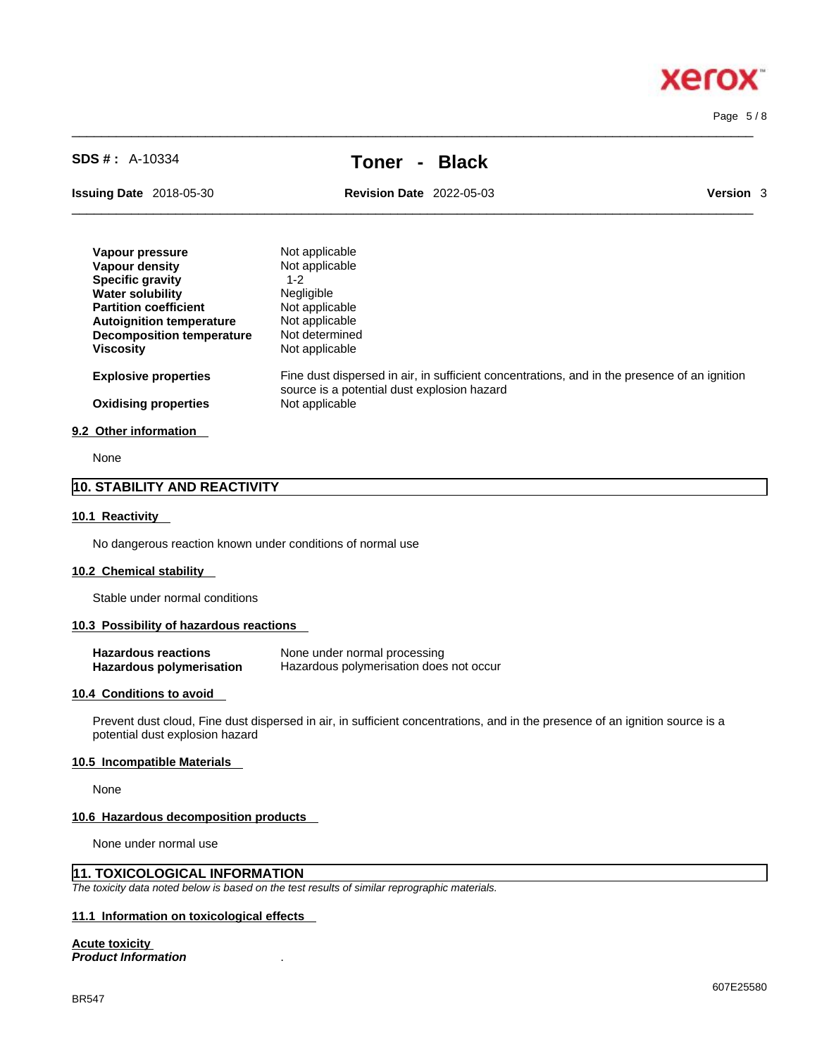| | |
|---|---|
| **Vapour pressure** | Not applicable |
| **Vapour density** | Not applicable |
| **Specific gravity** | 1-2 |
| **Water solubility** | Negligible |
| **Partition coefficient** | Not applicable |
| **Autoignition temperature** | Not applicable |
| **Decomposition temperature** | Not determined |
| **Viscosity** | Not applicable |
| **Explosive properties** | Fine dust dispersed in air, in sufficient concentrations, and in the presence of an ignition source is a potential dust explosion hazard |
| **Oxidising properties** | Not applicable |

### 9.2 Other information

None

## 10. STABILITY AND REACTIVITY

### 10.1 Reactivity

No dangerous reaction known under conditions of normal use

### 10.2 Chemical stability

Stable under normal conditions

### 10.3 Possibility of hazardous reactions

| | |
|---|---|
| **Hazardous reactions** | None under normal processing |
| **Hazardous polymerisation** | Hazardous polymerisation does not occur |

### 10.4 Conditions to avoid

Prevent dust cloud, Fine dust dispersed in air, in sufficient concentrations, and in the presence of an ignition source is a potential dust explosion hazard

### 10.5 Incompatible Materials

None

### 10.6 Hazardous decomposition products

None under normal use

## 11. TOXICOLOGICAL INFORMATION

*The toxicity data noted below is based on the test results of similar reprographic materials.*

### 11.1 Information on toxicological effects

**Acute toxicity**

***Product Information*** .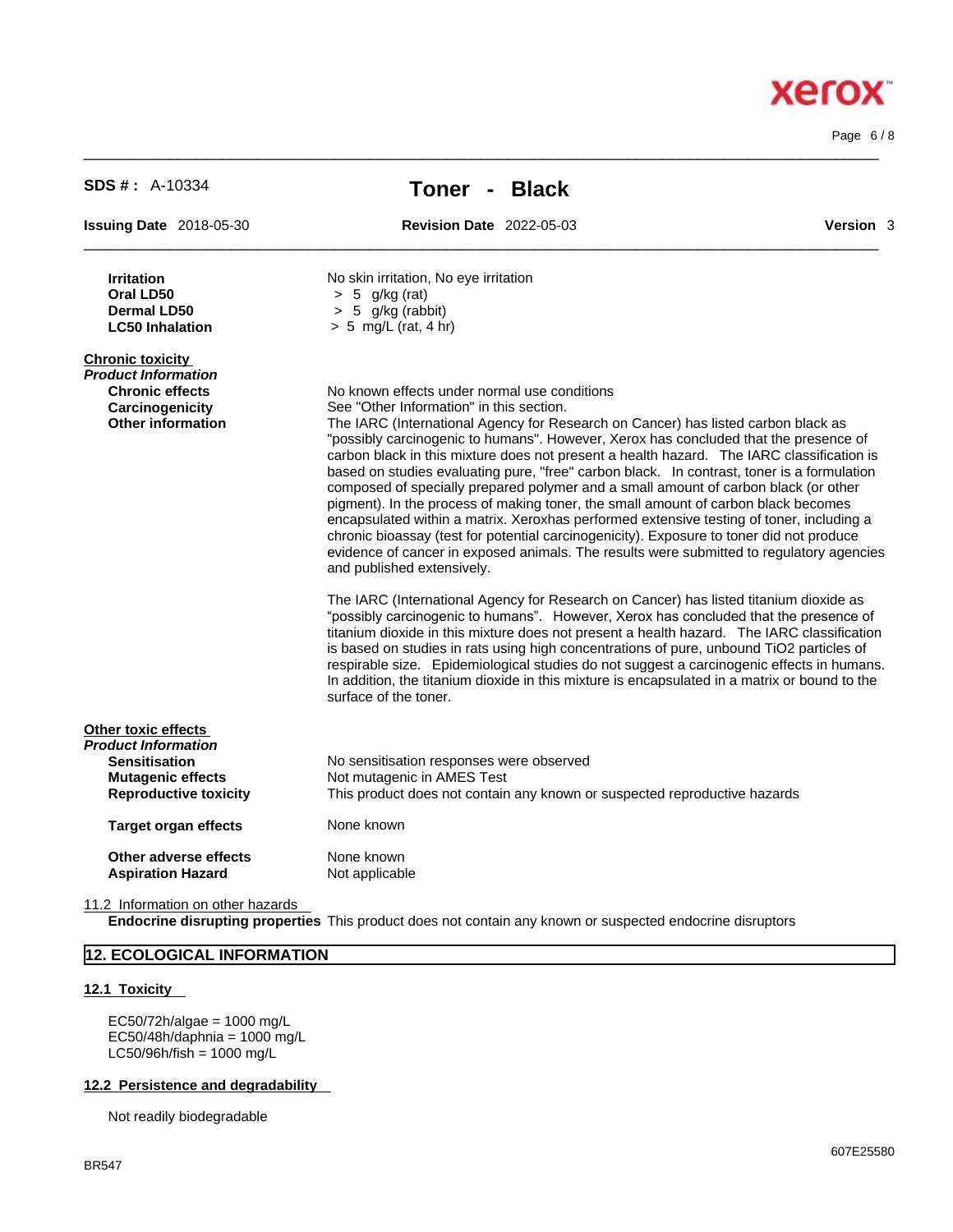| | |
|---|---|
| **Irritation** | No skin irritation, No eye irritation |
| **Oral LD50** | > 5 g/kg (rat) |
| **Dermal LD50** | > 5 g/kg (rabbit) |
| **LC50 Inhalation** | > 5 mg/L (rat, 4 hr) |

**Chronic toxicity**

***Product Information***

**Chronic effects** No known effects under normal use conditions

**Carcinogenicity** See "Other Information" in this section.

**Other information** The IARC (International Agency for Research on Cancer) has listed carbon black as "possibly carcinogenic to humans". However, Xerox has concluded that the presence of carbon black in this mixture does not present a health hazard. The IARC classification is based on studies evaluating pure, "free" carbon black. In contrast, toner is a formulation composed of specially prepared polymer and a small amount of carbon black (or other pigment). In the process of making toner, the small amount of carbon black becomes encapsulated within a matrix. Xeroxhas performed extensive testing of toner, including a chronic bioassay (test for potential carcinogenicity). Exposure to toner did not produce evidence of cancer in exposed animals. The results were submitted to regulatory agencies and published extensively.

The IARC (International Agency for Research on Cancer) has listed titanium dioxide as "possibly carcinogenic to humans". However, Xerox has concluded that the presence of titanium dioxide in this mixture does not present a health hazard. The IARC classification is based on studies in rats using high concentrations of pure, unbound $TiO_2$ particles of respirable size. Epidemiological studies do not suggest a carcinogenic effects in humans. In addition, the titanium dioxide in this mixture is encapsulated in a matrix or bound to the surface of the toner.

**Other toxic effects**

***Product Information***

| | |
|---|---|
| **Sensitisation** | No sensitisation responses were observed |
| **Mutagenic effects** | Not mutagenic in AMES Test |
| **Reproductive toxicity** | This product does not contain any known or suspected reproductive hazards |
| **Target organ effects** | None known |
| **Other adverse effects** | None known |
| **Aspiration Hazard** | Not applicable |

11.2 Information on other hazards

**Endocrine disrupting properties** This product does not contain any known or suspected endocrine disruptors

## 12. ECOLOGICAL INFORMATION

### 12.1 Toxicity

EC50/72h/algae = 1000 mg/L
EC50/48h/daphnia = 1000 mg/L
LC50/96h/fish = 1000 mg/L

### 12.2 Persistence and degradability

Not readily biodegradable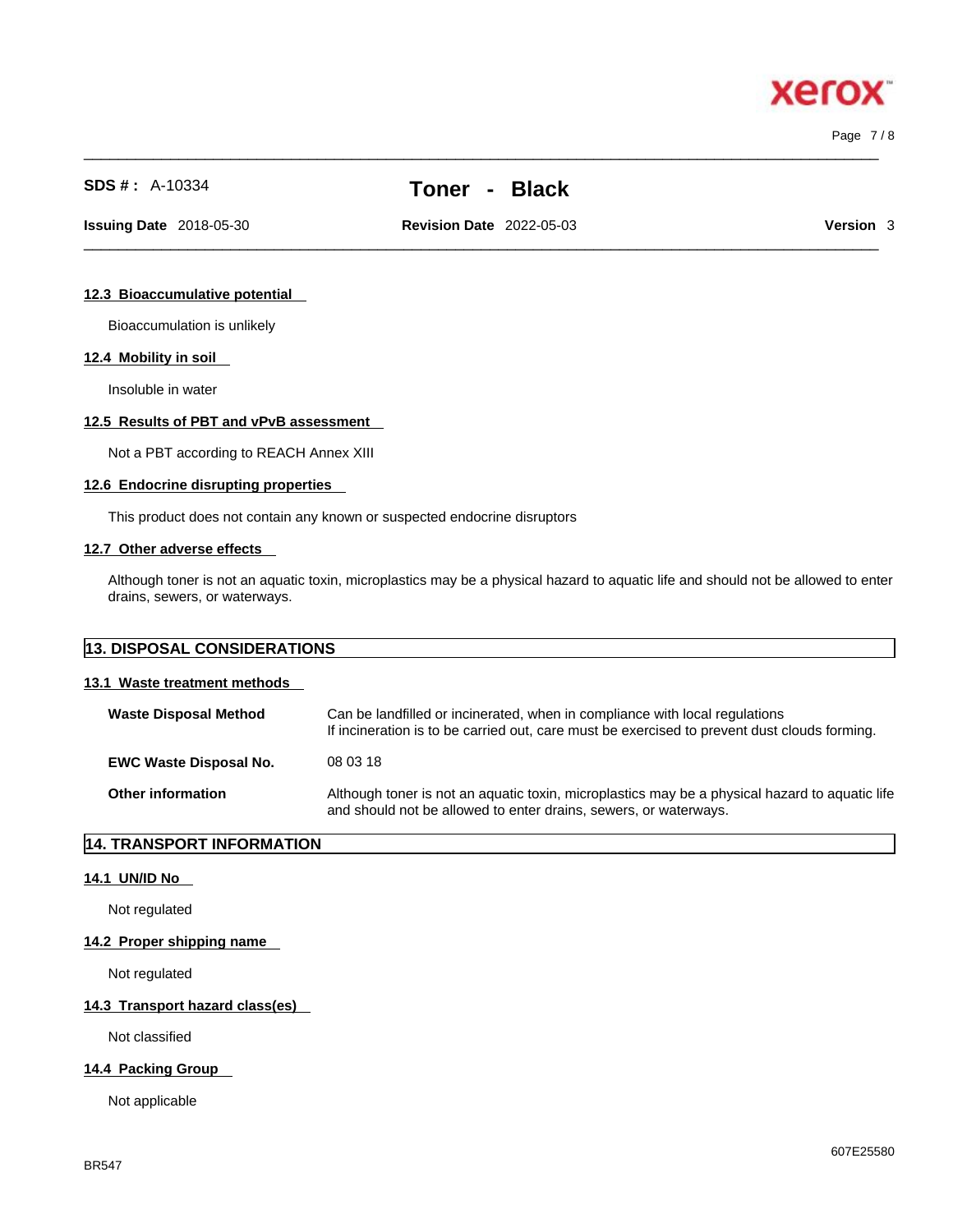### 12.3 Bioaccumulative potential

Bioaccumulation is unlikely

### 12.4 Mobility in soil

Insoluble in water

### 12.5 Results of PBT and vPvB assessment

Not a PBT according to REACH Annex XIII

### 12.6 Endocrine disrupting properties

This product does not contain any known or suspected endocrine disruptors

### 12.7 Other adverse effects

Although toner is not an aquatic toxin, microplastics may be a physical hazard to aquatic life and should not be allowed to enter drains, sewers, or waterways.

## 13. DISPOSAL CONSIDERATIONS

### 13.1 Waste treatment methods

**Waste Disposal Method** — Can be landfilled or incinerated, when in compliance with local regulations
If incineration is to be carried out, care must be exercised to prevent dust clouds forming.

**EWC Waste Disposal No.** — 08 03 18

**Other information** — Although toner is not an aquatic toxin, microplastics may be a physical hazard to aquatic life and should not be allowed to enter drains, sewers, or waterways.

## 14. TRANSPORT INFORMATION

### 14.1 UN/ID No

Not regulated

### 14.2 Proper shipping name

Not regulated

### 14.3 Transport hazard class(es)

Not classified

### 14.4 Packing Group

Not applicable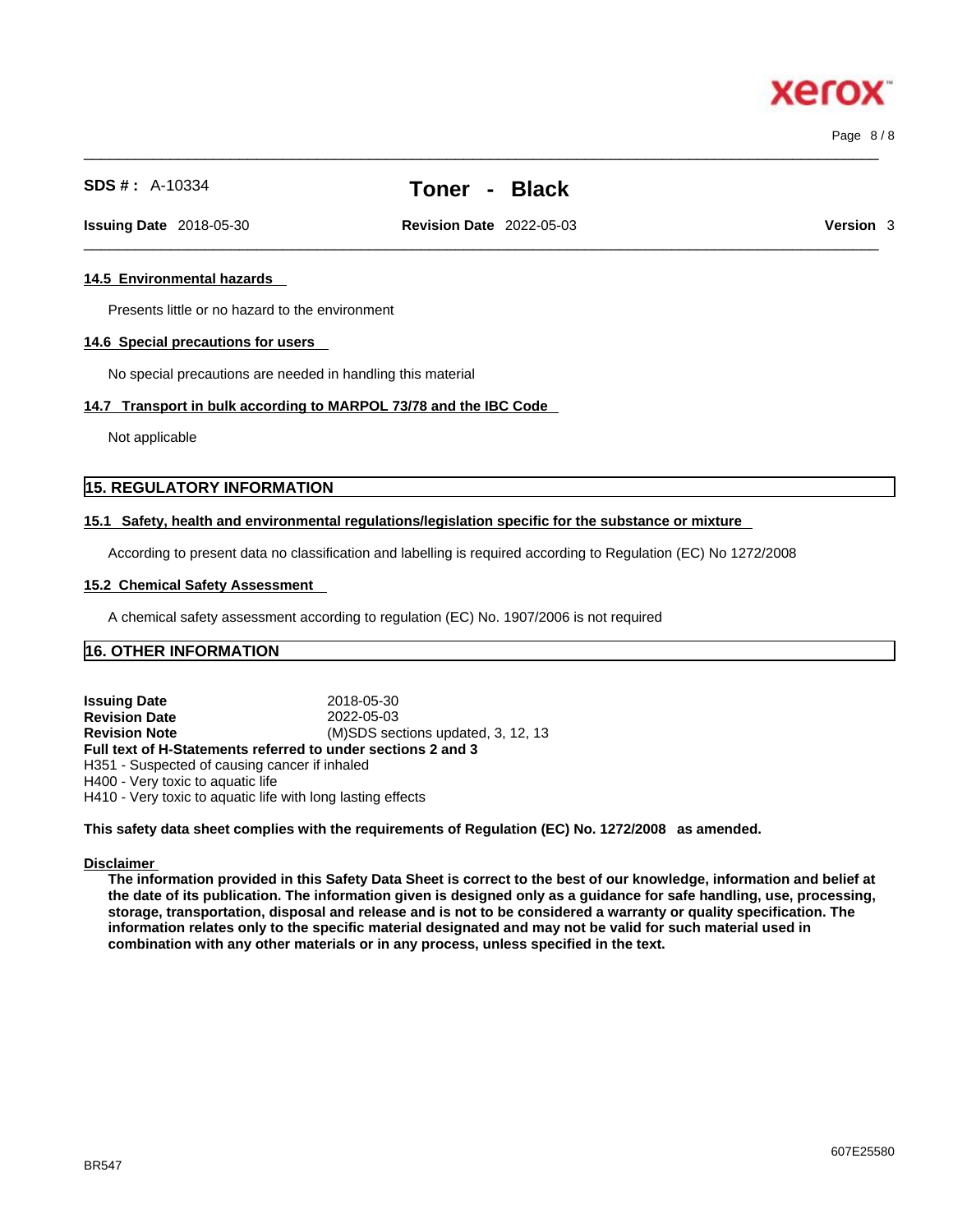#### 14.5 Environmental hazards

Presents little or no hazard to the environment

#### 14.6 Special precautions for users

No special precautions are needed in handling this material

#### 14.7 Transport in bulk according to MARPOL 73/78 and the IBC Code

Not applicable

## 15. REGULATORY INFORMATION

#### 15.1 Safety, health and environmental regulations/legislation specific for the substance or mixture

According to present data no classification and labelling is required according to Regulation (EC) No 1272/2008

#### 15.2 Chemical Safety Assessment

A chemical safety assessment according to regulation (EC) No. 1907/2006 is not required

## 16. OTHER INFORMATION

**Issuing Date** 2018-05-30
**Revision Date** 2022-05-03
**Revision Note** (M)SDS sections updated, 3, 12, 13

**Full text of H-Statements referred to under sections 2 and 3**

H351 - Suspected of causing cancer if inhaled
H400 - Very toxic to aquatic life
H410 - Very toxic to aquatic life with long lasting effects

**This safety data sheet complies with the requirements of Regulation (EC) No. 1272/2008 as amended.**

**Disclaimer**

**The information provided in this Safety Data Sheet is correct to the best of our knowledge, information and belief at the date of its publication. The information given is designed only as a guidance for safe handling, use, processing, storage, transportation, disposal and release and is not to be considered a warranty or quality specification. The information relates only to the specific material designated and may not be valid for such material used in combination with any other materials or in any process, unless specified in the text.**